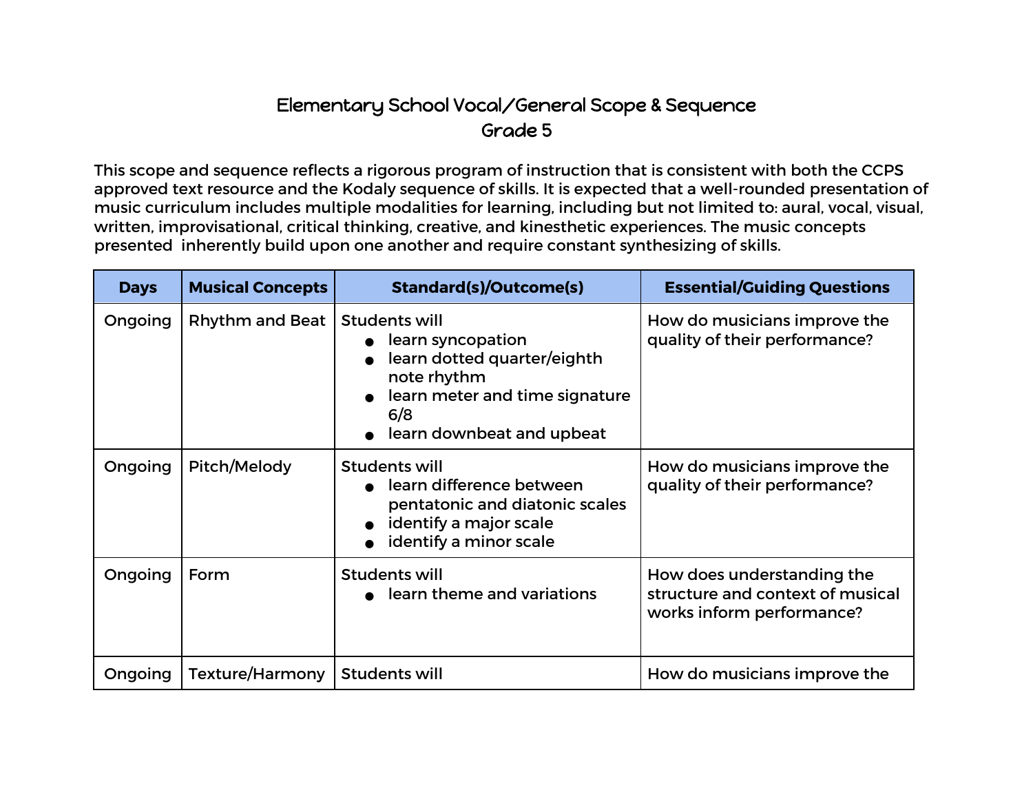# Elementary School Vocal/General Scope & Sequence
## Grade 5

This scope and sequence reflects a rigorous program of instruction that is consistent with both the CCPS approved text resource and the Kodaly sequence of skills. It is expected that a well-rounded presentation of music curriculum includes multiple modalities for learning, including but not limited to: aural, vocal, visual, written, improvisational, critical thinking, creative, and kinesthetic experiences. The music concepts presented inherently build upon one another and require constant synthesizing of skills.

| Days | Musical Concepts | Standard(s)/Outcome(s) | Essential/Guiding Questions |
|---|---|---|---|
| Ongoing | Rhythm and Beat | Students will<br>• learn syncopation<br>• learn dotted quarter/eighth note rhythm<br>• learn meter and time signature 6/8<br>• learn downbeat and upbeat | How do musicians improve the quality of their performance? |
| Ongoing | Pitch/Melody | Students will<br>• learn difference between pentatonic and diatonic scales<br>• identify a major scale<br>• identify a minor scale | How do musicians improve the quality of their performance? |
| Ongoing | Form | Students will<br>• learn theme and variations | How does understanding the structure and context of musical works inform performance? |
| Ongoing | Texture/Harmony | Students will | How do musicians improve the |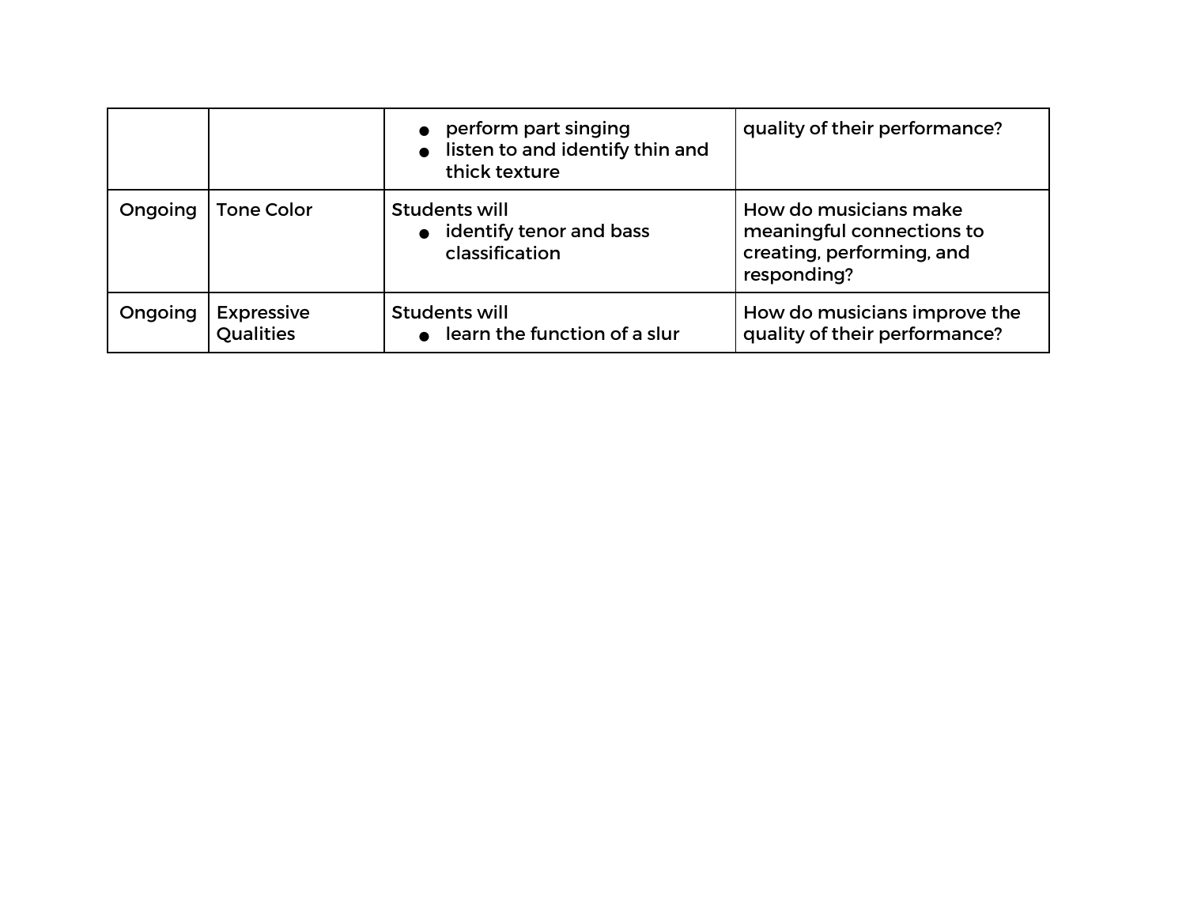| | | | |
|---|---|---|---|
| | | • perform part singing<br>• listen to and identify thin and thick texture | quality of their performance? |
| Ongoing | Tone Color | Students will<br>• identify tenor and bass classification | How do musicians make meaningful connections to creating, performing, and responding? |
| Ongoing | Expressive Qualities | Students will<br>• learn the function of a slur | How do musicians improve the quality of their performance? |